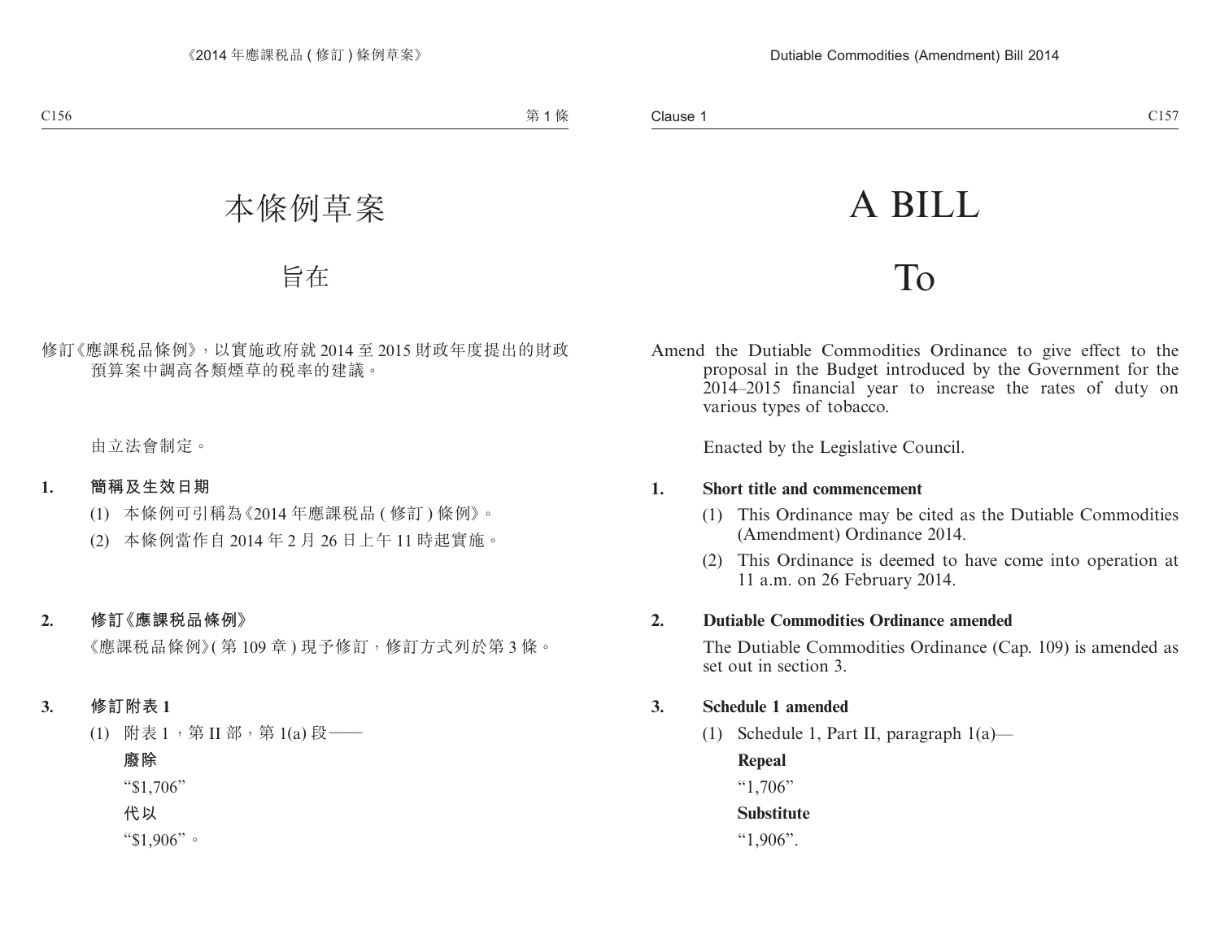# 本條例草案

## 旨在

修訂《應課税品條例》，以實施政府就 2014 至 2015 財政年度提出的財政預算案中調高各類煙草的税率的建議。

由立法會制定。

**1. 簡稱及生效日期**

(1) 本條例可引稱為《2014 年應課税品 (修訂) 條例》。

(2) 本條例當作自 2014 年 2 月 26 日上午 11 時起實施。

**2. 修訂《應課税品條例》**

《應課税品條例》(第 109 章) 現予修訂，修訂方式列於第 3 條。

**3. 修訂附表 1**

(1) 附表 1，第 II 部，第 1(a) 段——

**廢除**

"$1,706"

**代以**

"$1,906"。

# A BILL

## To

Amend the Dutiable Commodities Ordinance to give effect to the proposal in the Budget introduced by the Government for the 2014–2015 financial year to increase the rates of duty on various types of tobacco.

Enacted by the Legislative Council.

**1. Short title and commencement**

(1) This Ordinance may be cited as the Dutiable Commodities (Amendment) Ordinance 2014.

(2) This Ordinance is deemed to have come into operation at 11 a.m. on 26 February 2014.

**2. Dutiable Commodities Ordinance amended**

The Dutiable Commodities Ordinance (Cap. 109) is amended as set out in section 3.

**3. Schedule 1 amended**

(1) Schedule 1, Part II, paragraph 1(a)—

**Repeal**

"1,706"

**Substitute**

"1,906".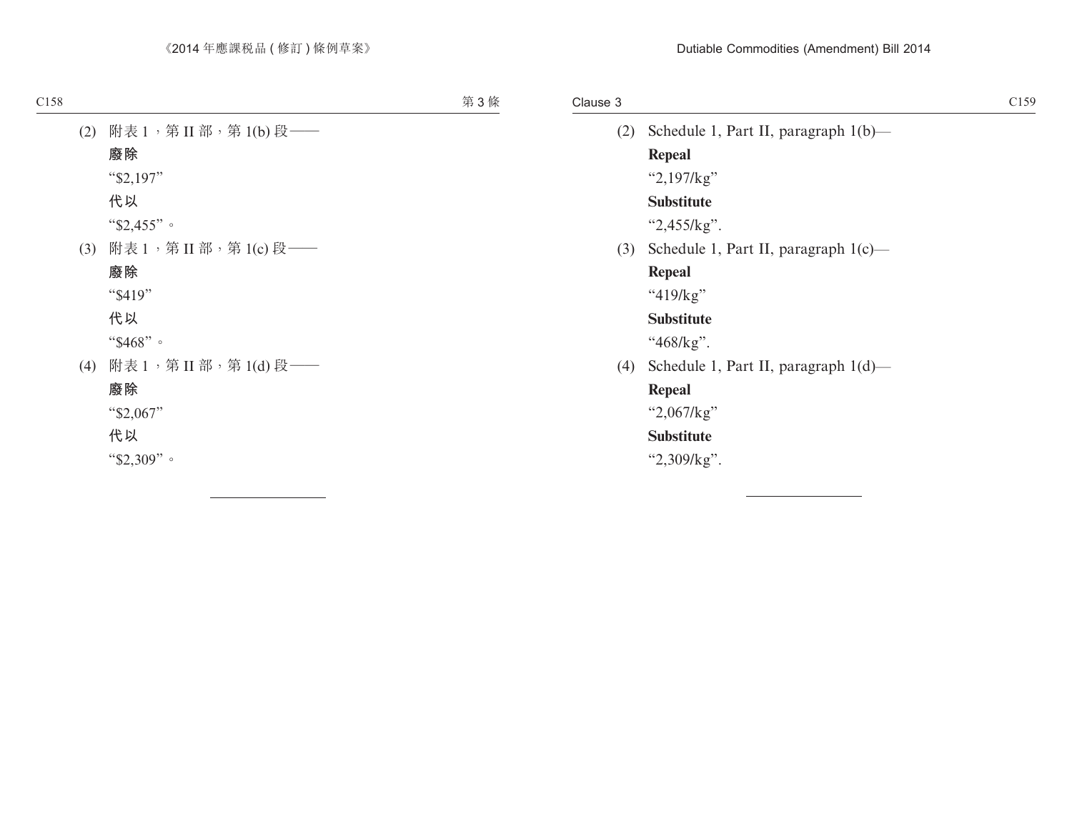(2) 附表 1，第 II 部，第 1(b) 段——

**廢除**

"$2,197"

**代以**

"$2,455"。

(3) 附表 1，第 II 部，第 1(c) 段——

**廢除**

"$419"

**代以**

"$468"。

(4) 附表 1，第 II 部，第 1(d) 段——

**廢除**

"$2,067"

**代以**

"$2,309"。

---

(2) Schedule 1, Part II, paragraph 1(b)—

**Repeal**

"2,197/kg"

**Substitute**

"2,455/kg".

(3) Schedule 1, Part II, paragraph 1(c)—

**Repeal**

"419/kg"

**Substitute**

"468/kg".

(4) Schedule 1, Part II, paragraph 1(d)—

**Repeal**

"2,067/kg"

**Substitute**

"2,309/kg".

---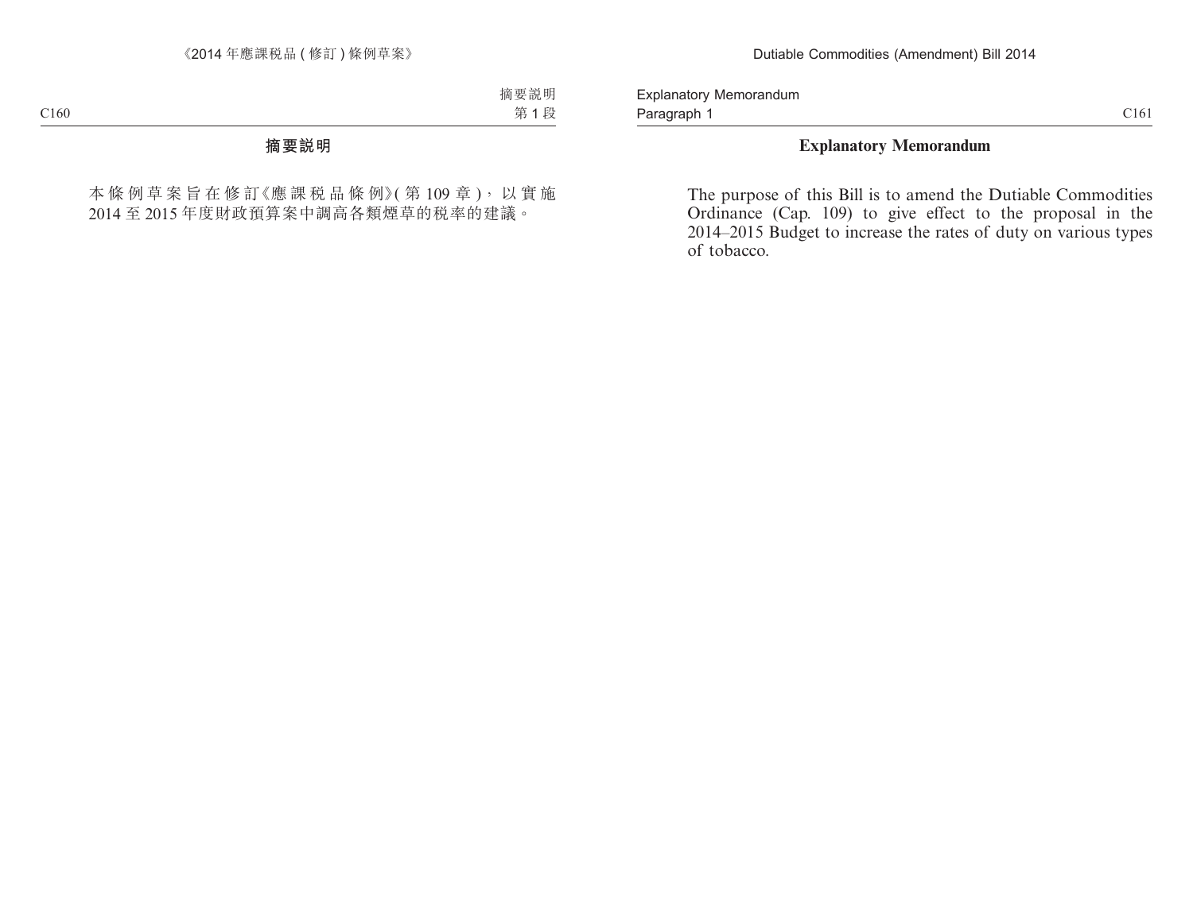## 摘要說明

本條例草案旨在修訂《應課稅品條例》(第 109 章),以實施 2014 至 2015 年度財政預算案中調高各類煙草的稅率的建議。

## Explanatory Memorandum

The purpose of this Bill is to amend the Dutiable Commodities Ordinance (Cap. 109) to give effect to the proposal in the 2014–2015 Budget to increase the rates of duty on various types of tobacco.